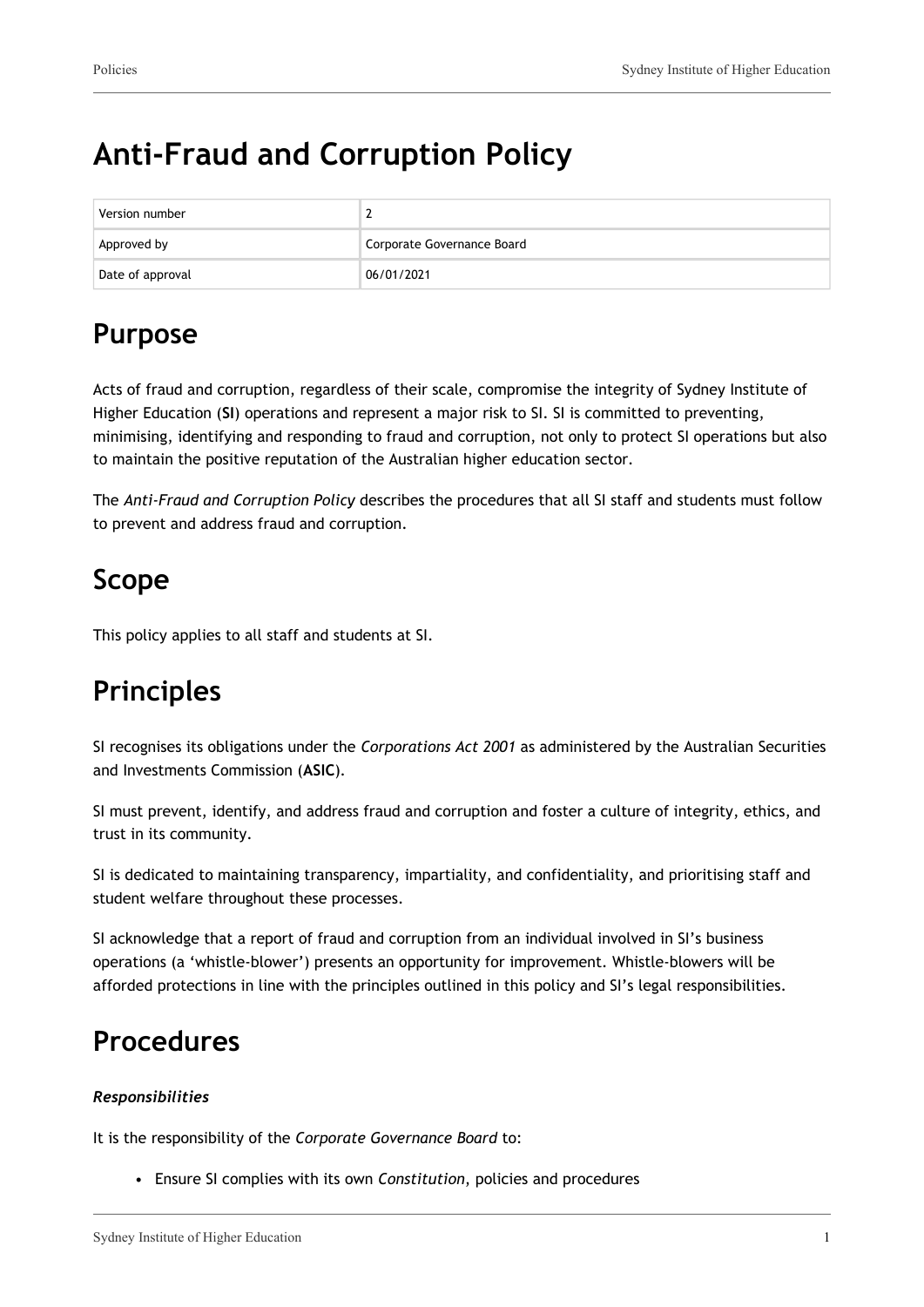# Anti-Fraud and Corruption Policy

| Version number | 2 |
|---|---|
| Approved by | Corporate Governance Board |
| Date of approval | 06/01/2021 |

## Purpose

Acts of fraud and corruption, regardless of their scale, compromise the integrity of Sydney Institute of Higher Education (**SI**) operations and represent a major risk to SI. SI is committed to preventing, minimising, identifying and responding to fraud and corruption, not only to protect SI operations but also to maintain the positive reputation of the Australian higher education sector.

The *Anti-Fraud and Corruption Policy* describes the procedures that all SI staff and students must follow to prevent and address fraud and corruption.

## Scope

This policy applies to all staff and students at SI.

## Principles

SI recognises its obligations under the *Corporations Act 2001* as administered by the Australian Securities and Investments Commission (**ASIC**).

SI must prevent, identify, and address fraud and corruption and foster a culture of integrity, ethics, and trust in its community.

SI is dedicated to maintaining transparency, impartiality, and confidentiality, and prioritising staff and student welfare throughout these processes.

SI acknowledge that a report of fraud and corruption from an individual involved in SI's business operations (a 'whistle-blower') presents an opportunity for improvement. Whistle-blowers will be afforded protections in line with the principles outlined in this policy and SI's legal responsibilities.

## Procedures

***Responsibilities***

It is the responsibility of the *Corporate Governance Board* to:

- Ensure SI complies with its own *Constitution*, policies and procedures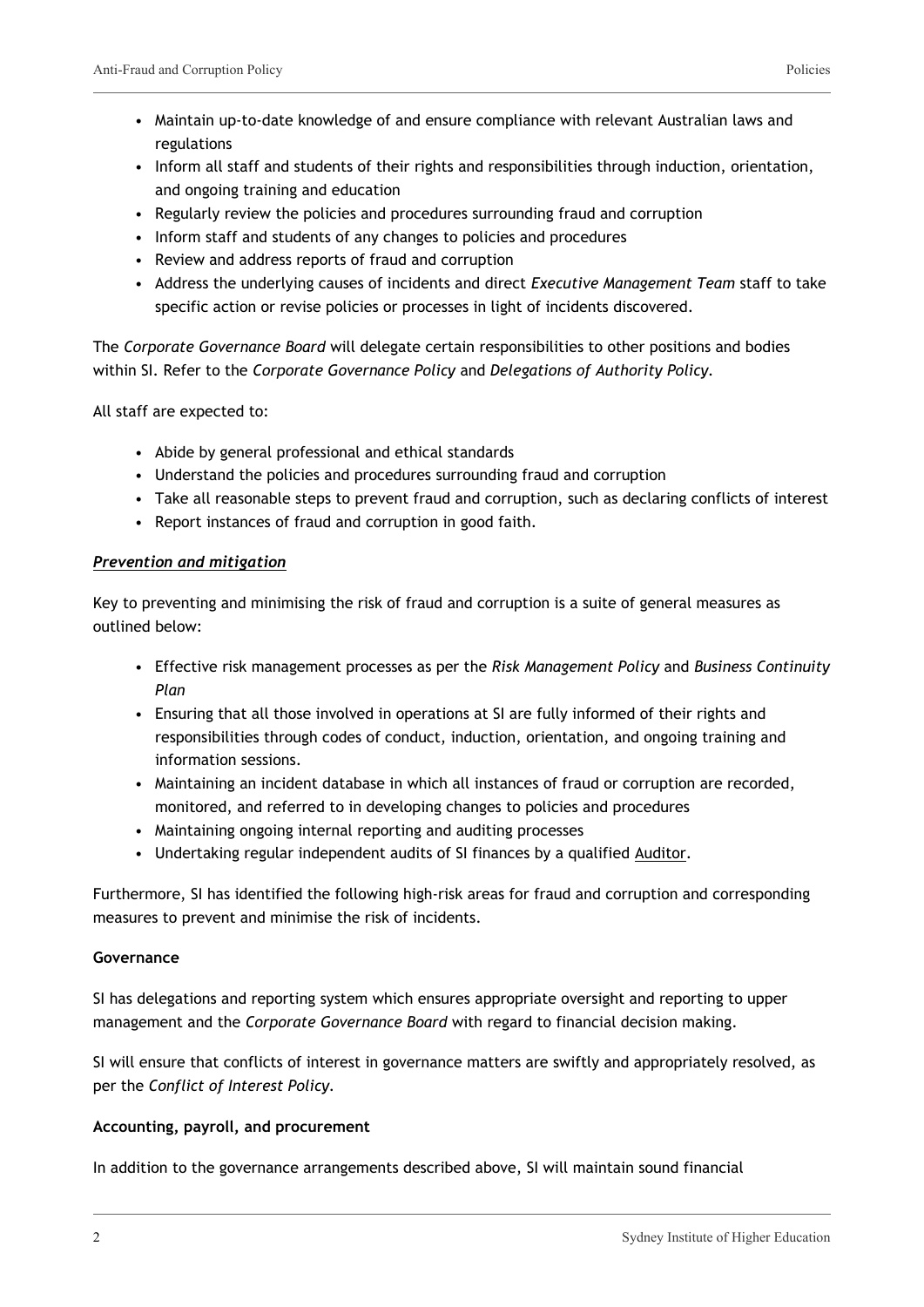- Maintain up-to-date knowledge of and ensure compliance with relevant Australian laws and regulations
- Inform all staff and students of their rights and responsibilities through induction, orientation, and ongoing training and education
- Regularly review the policies and procedures surrounding fraud and corruption
- Inform staff and students of any changes to policies and procedures
- Review and address reports of fraud and corruption
- Address the underlying causes of incidents and direct *Executive Management Team* staff to take specific action or revise policies or processes in light of incidents discovered.

The *Corporate Governance Board* will delegate certain responsibilities to other positions and bodies within SI. Refer to the *Corporate Governance Policy* and *Delegations of Authority Policy*.

All staff are expected to:

- Abide by general professional and ethical standards
- Understand the policies and procedures surrounding fraud and corruption
- Take all reasonable steps to prevent fraud and corruption, such as declaring conflicts of interest
- Report instances of fraud and corruption in good faith.

***Prevention and mitigation***

Key to preventing and minimising the risk of fraud and corruption is a suite of general measures as outlined below:

- Effective risk management processes as per the *Risk Management Policy* and *Business Continuity Plan*
- Ensuring that all those involved in operations at SI are fully informed of their rights and responsibilities through codes of conduct, induction, orientation, and ongoing training and information sessions.
- Maintaining an incident database in which all instances of fraud or corruption are recorded, monitored, and referred to in developing changes to policies and procedures
- Maintaining ongoing internal reporting and auditing processes
- Undertaking regular independent audits of SI finances by a qualified Auditor.

Furthermore, SI has identified the following high-risk areas for fraud and corruption and corresponding measures to prevent and minimise the risk of incidents.

**Governance**

SI has delegations and reporting system which ensures appropriate oversight and reporting to upper management and the *Corporate Governance Board* with regard to financial decision making.

SI will ensure that conflicts of interest in governance matters are swiftly and appropriately resolved, as per the *Conflict of Interest Policy*.

**Accounting, payroll, and procurement**

In addition to the governance arrangements described above, SI will maintain sound financial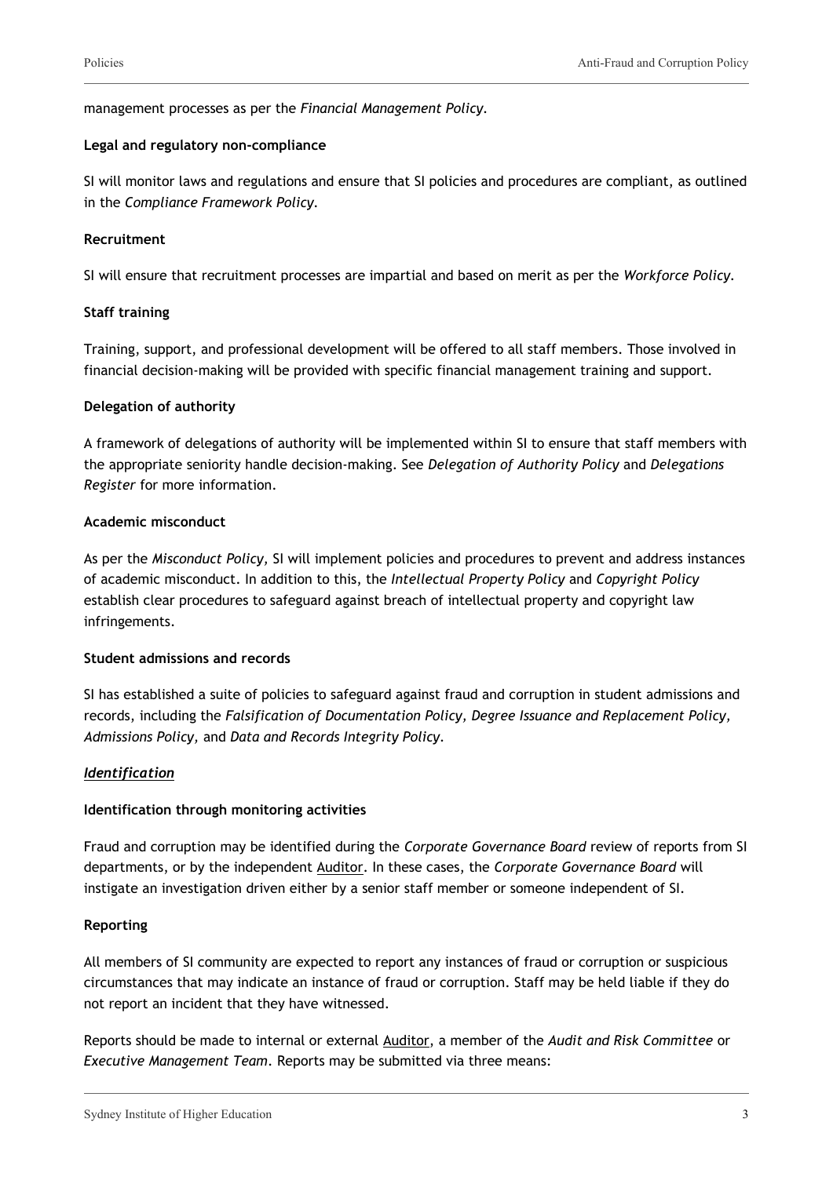management processes as per the *Financial Management Policy*.

**Legal and regulatory non-compliance**

SI will monitor laws and regulations and ensure that SI policies and procedures are compliant, as outlined in the *Compliance Framework Policy*.

**Recruitment**

SI will ensure that recruitment processes are impartial and based on merit as per the *Workforce Policy*.

**Staff training**

Training, support, and professional development will be offered to all staff members. Those involved in financial decision-making will be provided with specific financial management training and support.

**Delegation of authority**

A framework of delegations of authority will be implemented within SI to ensure that staff members with the appropriate seniority handle decision-making. See *Delegation of Authority Policy* and *Delegations Register* for more information.

**Academic misconduct**

As per the *Misconduct Policy,* SI will implement policies and procedures to prevent and address instances of academic misconduct. In addition to this, the *Intellectual Property Policy* and *Copyright Policy* establish clear procedures to safeguard against breach of intellectual property and copyright law infringements.

**Student admissions and records**

SI has established a suite of policies to safeguard against fraud and corruption in student admissions and records, including the *Falsification of Documentation Policy, Degree Issuance and Replacement Policy, Admissions Policy,* and *Data and Records Integrity Policy*.

***Identification***

**Identification through monitoring activities**

Fraud and corruption may be identified during the *Corporate Governance Board* review of reports from SI departments, or by the independent Auditor. In these cases, the *Corporate Governance Board* will instigate an investigation driven either by a senior staff member or someone independent of SI.

**Reporting**

All members of SI community are expected to report any instances of fraud or corruption or suspicious circumstances that may indicate an instance of fraud or corruption. Staff may be held liable if they do not report an incident that they have witnessed.

Reports should be made to internal or external Auditor, a member of the *Audit and Risk Committee* or *Executive Management Team*. Reports may be submitted via three means: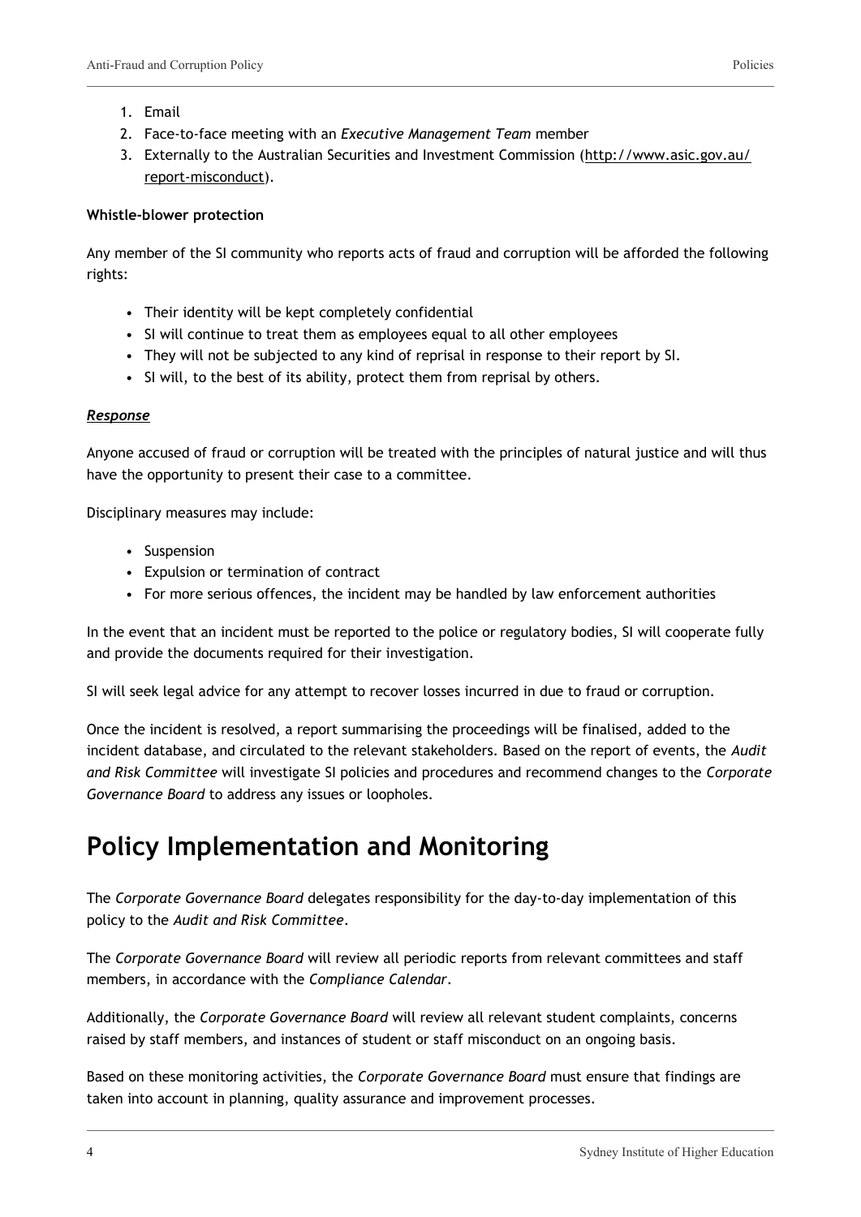1. Email
2. Face-to-face meeting with an *Executive Management Team* member
3. Externally to the Australian Securities and Investment Commission (http://www.asic.gov.au/report-misconduct).

**Whistle-blower protection**

Any member of the SI community who reports acts of fraud and corruption will be afforded the following rights:

- Their identity will be kept completely confidential
- SI will continue to treat them as employees equal to all other employees
- They will not be subjected to any kind of reprisal in response to their report by SI.
- SI will, to the best of its ability, protect them from reprisal by others.

***Response***

Anyone accused of fraud or corruption will be treated with the principles of natural justice and will thus have the opportunity to present their case to a committee.

Disciplinary measures may include:

- Suspension
- Expulsion or termination of contract
- For more serious offences, the incident may be handled by law enforcement authorities

In the event that an incident must be reported to the police or regulatory bodies, SI will cooperate fully and provide the documents required for their investigation.

SI will seek legal advice for any attempt to recover losses incurred in due to fraud or corruption.

Once the incident is resolved, a report summarising the proceedings will be finalised, added to the incident database, and circulated to the relevant stakeholders. Based on the report of events, the *Audit and Risk Committee* will investigate SI policies and procedures and recommend changes to the *Corporate Governance Board* to address any issues or loopholes.

# Policy Implementation and Monitoring

The *Corporate Governance Board* delegates responsibility for the day-to-day implementation of this policy to the *Audit and Risk Committee*.

The *Corporate Governance Board* will review all periodic reports from relevant committees and staff members, in accordance with the *Compliance Calendar*.

Additionally, the *Corporate Governance Board* will review all relevant student complaints, concerns raised by staff members, and instances of student or staff misconduct on an ongoing basis.

Based on these monitoring activities, the *Corporate Governance Board* must ensure that findings are taken into account in planning, quality assurance and improvement processes.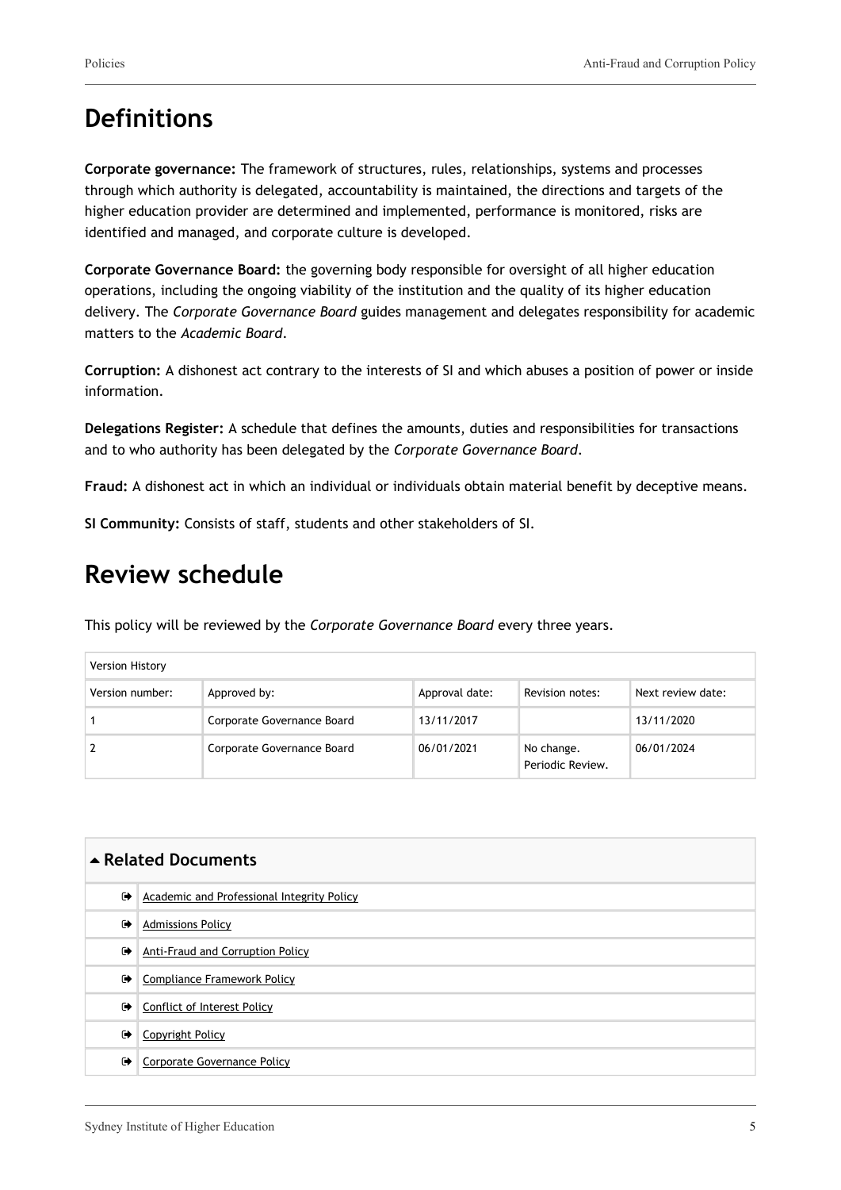## Definitions

**Corporate governance:** The framework of structures, rules, relationships, systems and processes through which authority is delegated, accountability is maintained, the directions and targets of the higher education provider are determined and implemented, performance is monitored, risks are identified and managed, and corporate culture is developed.

**Corporate Governance Board:** the governing body responsible for oversight of all higher education operations, including the ongoing viability of the institution and the quality of its higher education delivery. The *Corporate Governance Board* guides management and delegates responsibility for academic matters to the *Academic Board*.

**Corruption:** A dishonest act contrary to the interests of SI and which abuses a position of power or inside information.

**Delegations Register:** A schedule that defines the amounts, duties and responsibilities for transactions and to who authority has been delegated by the *Corporate Governance Board*.

**Fraud:** A dishonest act in which an individual or individuals obtain material benefit by deceptive means.

**SI Community:** Consists of staff, students and other stakeholders of SI.

## Review schedule

This policy will be reviewed by the *Corporate Governance Board* every three years.

| Version History | | | | |
|---|---|---|---|---|
| Version number: | Approved by: | Approval date: | Revision notes: | Next review date: |
| 1 | Corporate Governance Board | 13/11/2017 | | 13/11/2020 |
| 2 | Corporate Governance Board | 06/01/2021 | No change. Periodic Review. | 06/01/2024 |

| ▲ Related Documents | |
|---|---|
| ➭ | Academic and Professional Integrity Policy |
| ➭ | Admissions Policy |
| ➭ | Anti-Fraud and Corruption Policy |
| ➭ | Compliance Framework Policy |
| ➭ | Conflict of Interest Policy |
| ➭ | Copyright Policy |
| ➭ | Corporate Governance Policy |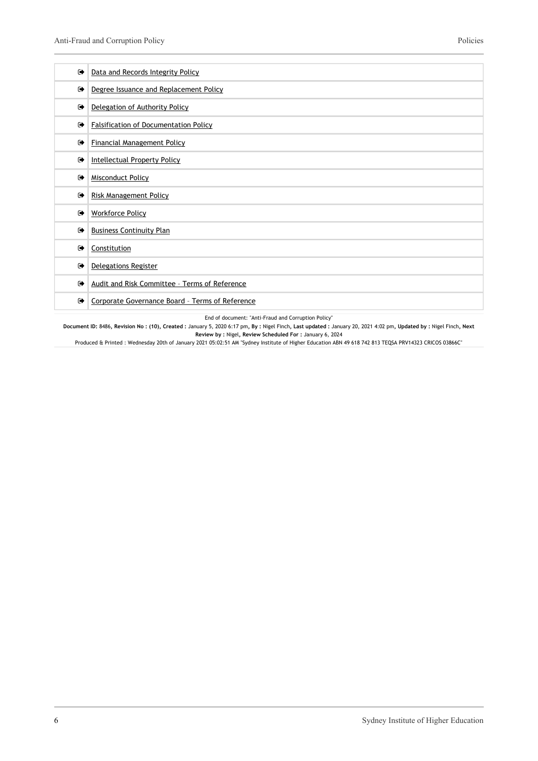| | |
|---|---|
| ➡ | Data and Records Integrity Policy |
| ➡ | Degree Issuance and Replacement Policy |
| ➡ | Delegation of Authority Policy |
| ➡ | Falsification of Documentation Policy |
| ➡ | Financial Management Policy |
| ➡ | Intellectual Property Policy |
| ➡ | Misconduct Policy |
| ➡ | Risk Management Policy |
| ➡ | Workforce Policy |
| ➡ | Business Continuity Plan |
| ➡ | Constitution |
| ➡ | Delegations Register |
| ➡ | Audit and Risk Committee – Terms of Reference |
| ➡ | Corporate Governance Board – Terms of Reference |

End of document: "Anti-Fraud and Corruption Policy"

**Document ID:** 8486, **Revision No : (10), Created :** January 5, 2020 6:17 pm, **By :** Nigel Finch, **Last updated :** January 20, 2021 4:02 pm, **Updated by :** Nigel Finch, **Next Review by :** Nigel, **Review Scheduled For :** January 6, 2024

Produced & Printed : Wednesday 20th of January 2021 05:02:51 AM "Sydney Institute of Higher Education ABN 49 618 742 813 TEQSA PRV14323 CRICOS 03866C"